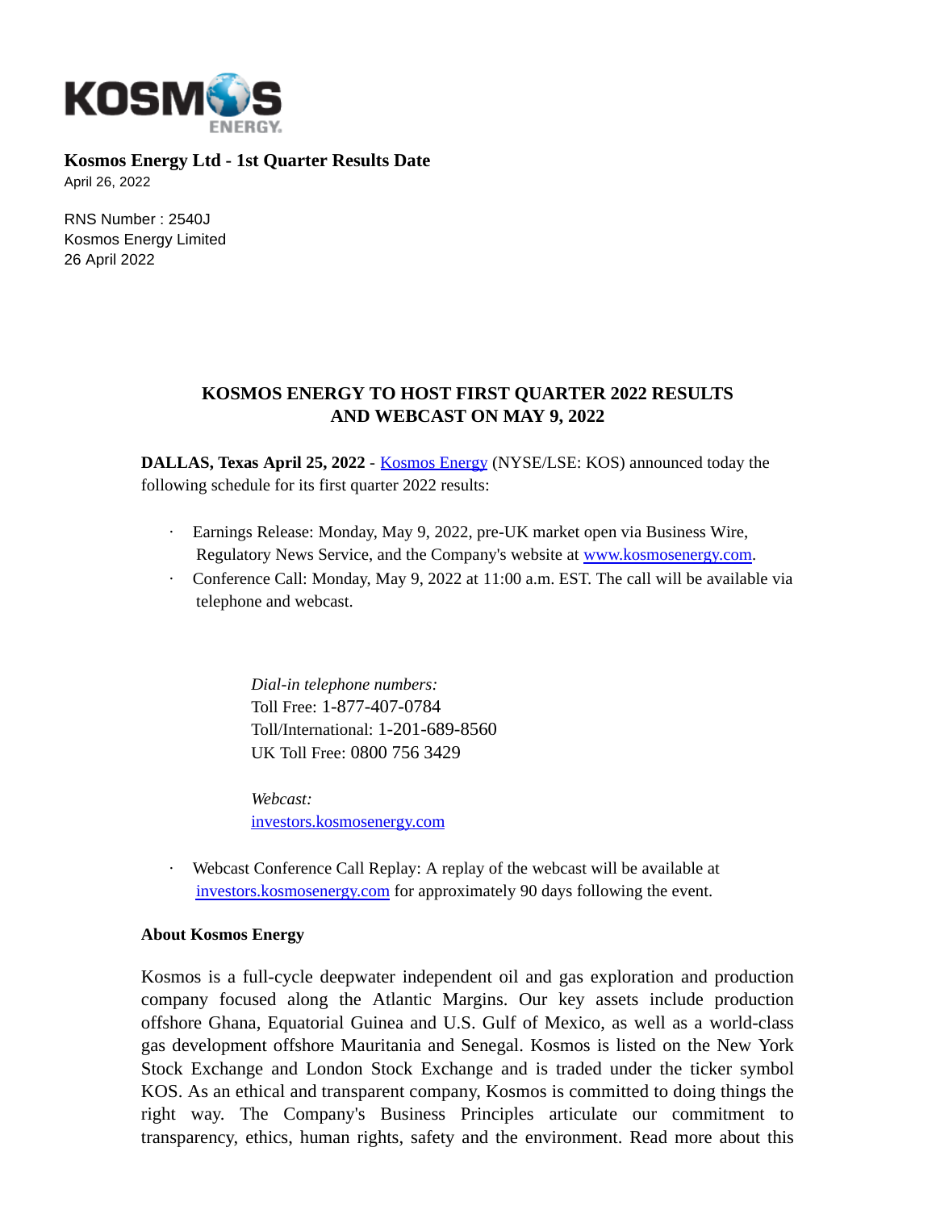**Kosmos Energy Ltd - 1st Quarter Results Date**

April 26, 2022

RNS Number : 2540J
Kosmos Energy Limited
26 April 2022

## KOSMOS ENERGY TO HOST FIRST QUARTER 2022 RESULTS AND WEBCAST ON MAY 9, 2022

**DALLAS, Texas April 25, 2022** - Kosmos Energy (NYSE/LSE: KOS) announced today the following schedule for its first quarter 2022 results:

- Earnings Release: Monday, May 9, 2022, pre-UK market open via Business Wire, Regulatory News Service, and the Company's website at www.kosmosenergy.com.
- Conference Call: Monday, May 9, 2022 at 11:00 a.m. EST. The call will be available via telephone and webcast.

*Dial-in telephone numbers:*
Toll Free: 1-877-407-0784
Toll/International: 1-201-689-8560
UK Toll Free: 0800 756 3429

*Webcast:*
investors.kosmosenergy.com

- Webcast Conference Call Replay: A replay of the webcast will be available at investors.kosmosenergy.com for approximately 90 days following the event.

**About Kosmos Energy**

Kosmos is a full-cycle deepwater independent oil and gas exploration and production company focused along the Atlantic Margins. Our key assets include production offshore Ghana, Equatorial Guinea and U.S. Gulf of Mexico, as well as a world-class gas development offshore Mauritania and Senegal. Kosmos is listed on the New York Stock Exchange and London Stock Exchange and is traded under the ticker symbol KOS. As an ethical and transparent company, Kosmos is committed to doing things the right way. The Company's Business Principles articulate our commitment to transparency, ethics, human rights, safety and the environment. Read more about this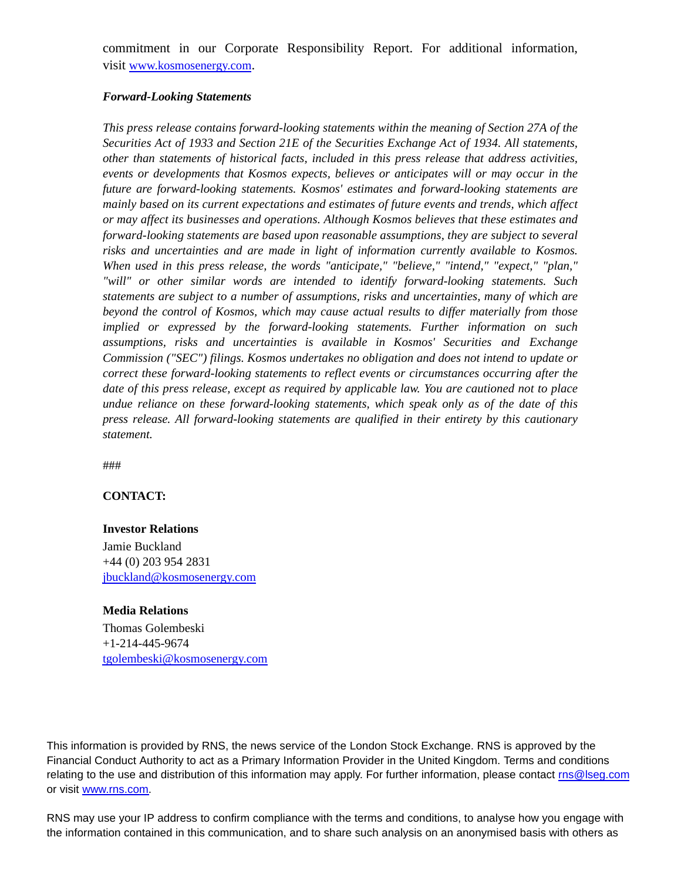commitment in our Corporate Responsibility Report. For additional information, visit www.kosmosenergy.com.

***Forward-Looking Statements***

*This press release contains forward-looking statements within the meaning of Section 27A of the Securities Act of 1933 and Section 21E of the Securities Exchange Act of 1934. All statements, other than statements of historical facts, included in this press release that address activities, events or developments that Kosmos expects, believes or anticipates will or may occur in the future are forward-looking statements. Kosmos' estimates and forward-looking statements are mainly based on its current expectations and estimates of future events and trends, which affect or may affect its businesses and operations. Although Kosmos believes that these estimates and forward-looking statements are based upon reasonable assumptions, they are subject to several risks and uncertainties and are made in light of information currently available to Kosmos. When used in this press release, the words "anticipate," "believe," "intend," "expect," "plan," "will" or other similar words are intended to identify forward-looking statements. Such statements are subject to a number of assumptions, risks and uncertainties, many of which are beyond the control of Kosmos, which may cause actual results to differ materially from those implied or expressed by the forward-looking statements. Further information on such assumptions, risks and uncertainties is available in Kosmos' Securities and Exchange Commission ("SEC") filings. Kosmos undertakes no obligation and does not intend to update or correct these forward-looking statements to reflect events or circumstances occurring after the date of this press release, except as required by applicable law. You are cautioned not to place undue reliance on these forward-looking statements, which speak only as of the date of this press release. All forward-looking statements are qualified in their entirety by this cautionary statement.*

###

**CONTACT:**

**Investor Relations**
Jamie Buckland
+44 (0) 203 954 2831
jbuckland@kosmosenergy.com

**Media Relations**
Thomas Golembeski
+1-214-445-9674
tgolembeski@kosmosenergy.com

This information is provided by RNS, the news service of the London Stock Exchange. RNS is approved by the Financial Conduct Authority to act as a Primary Information Provider in the United Kingdom. Terms and conditions relating to the use and distribution of this information may apply. For further information, please contact rns@lseg.com or visit www.rns.com.

RNS may use your IP address to confirm compliance with the terms and conditions, to analyse how you engage with the information contained in this communication, and to share such analysis on an anonymised basis with others as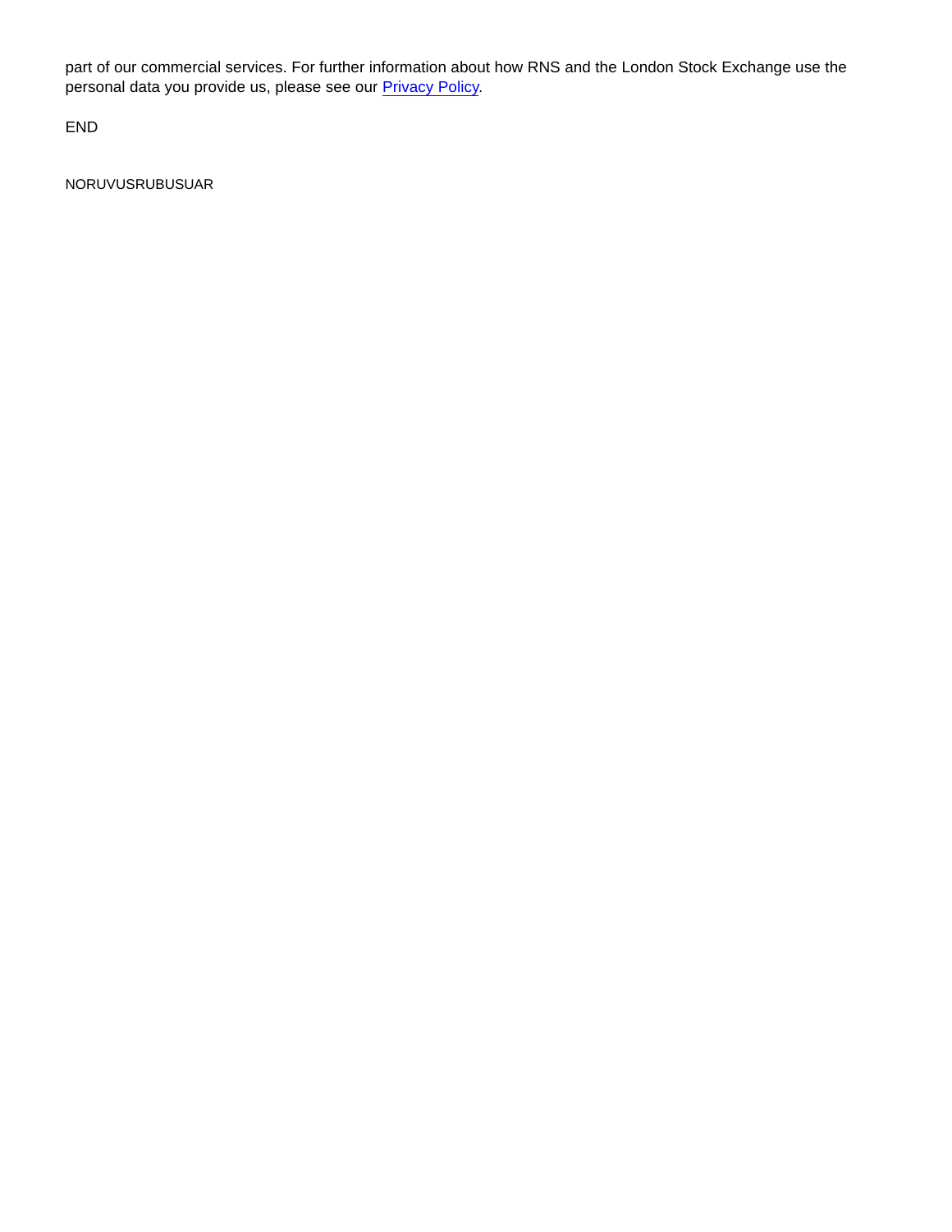part of our commercial services. For further information about how RNS and the London Stock Exchange use the personal data you provide us, please see our [Privacy Policy](#).

END

NORUVUSRUBUSUAR